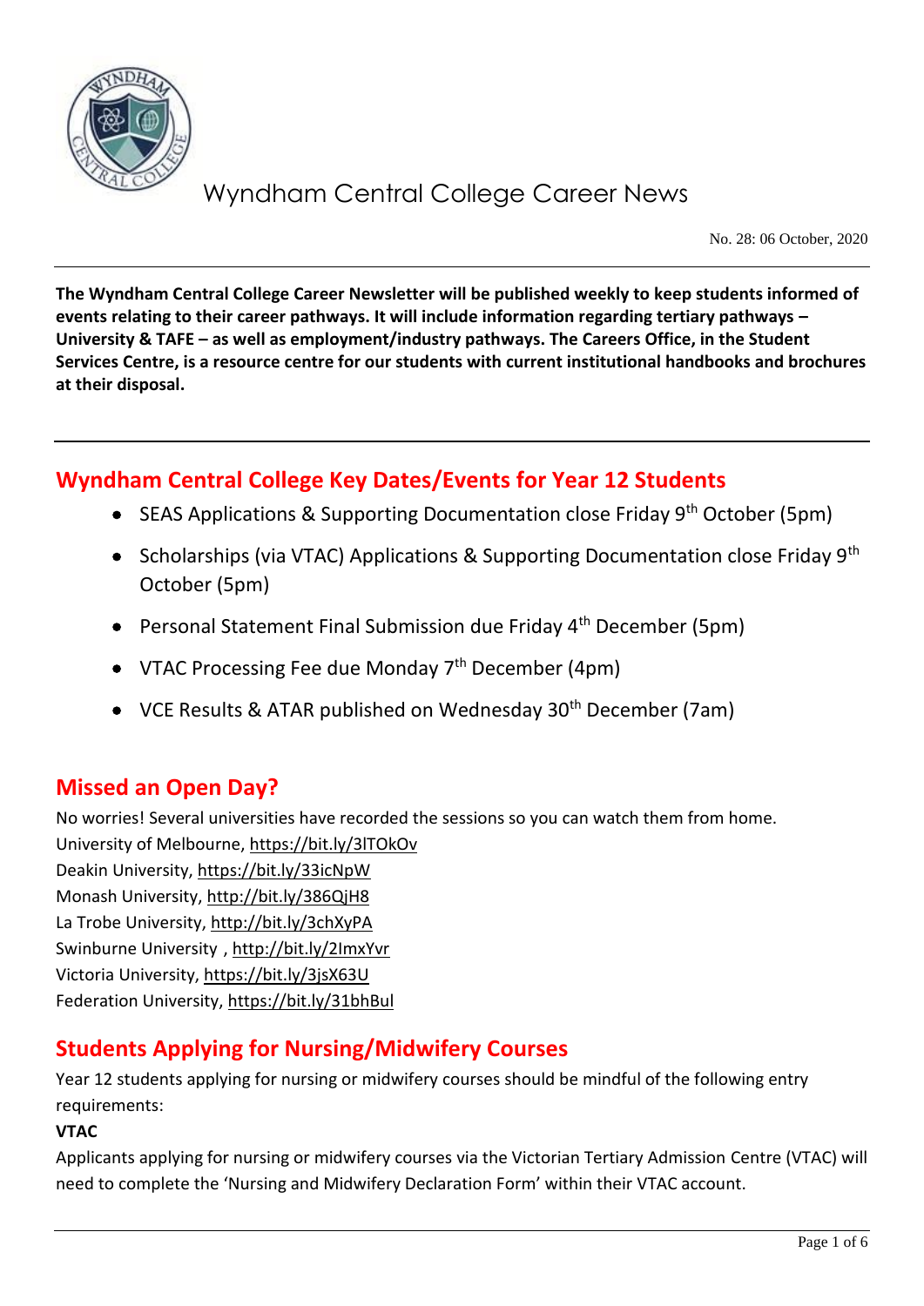# Wyndham Central College Career News

No. 28: 06 October, 2020

**The Wyndham Central College Career Newsletter will be published weekly to keep students informed of events relating to their career pathways. It will include information regarding tertiary pathways – University & TAFE – as well as employment/industry pathways. The Careers Office, in the Student Services Centre, is a resource centre for our students with current institutional handbooks and brochures at their disposal.**

## Wyndham Central College Key Dates/Events for Year 12 Students

- SEAS Applications & Supporting Documentation close Friday 9th October (5pm)
- Scholarships (via VTAC) Applications & Supporting Documentation close Friday 9th October (5pm)
- Personal Statement Final Submission due Friday 4th December (5pm)
- VTAC Processing Fee due Monday 7th December (4pm)
- VCE Results & ATAR published on Wednesday 30th December (7am)

## Missed an Open Day?

No worries! Several universities have recorded the sessions so you can watch them from home.
University of Melbourne, https://bit.ly/3lTOkOv
Deakin University, https://bit.ly/33icNpW
Monash University, http://bit.ly/386QjH8
La Trobe University, http://bit.ly/3chXyPA
Swinburne University , http://bit.ly/2ImxYvr
Victoria University, https://bit.ly/3jsX63U
Federation University, https://bit.ly/31bhBul

## Students Applying for Nursing/Midwifery Courses

Year 12 students applying for nursing or midwifery courses should be mindful of the following entry requirements:

**VTAC**

Applicants applying for nursing or midwifery courses via the Victorian Tertiary Admission Centre (VTAC) will need to complete the 'Nursing and Midwifery Declaration Form' within their VTAC account.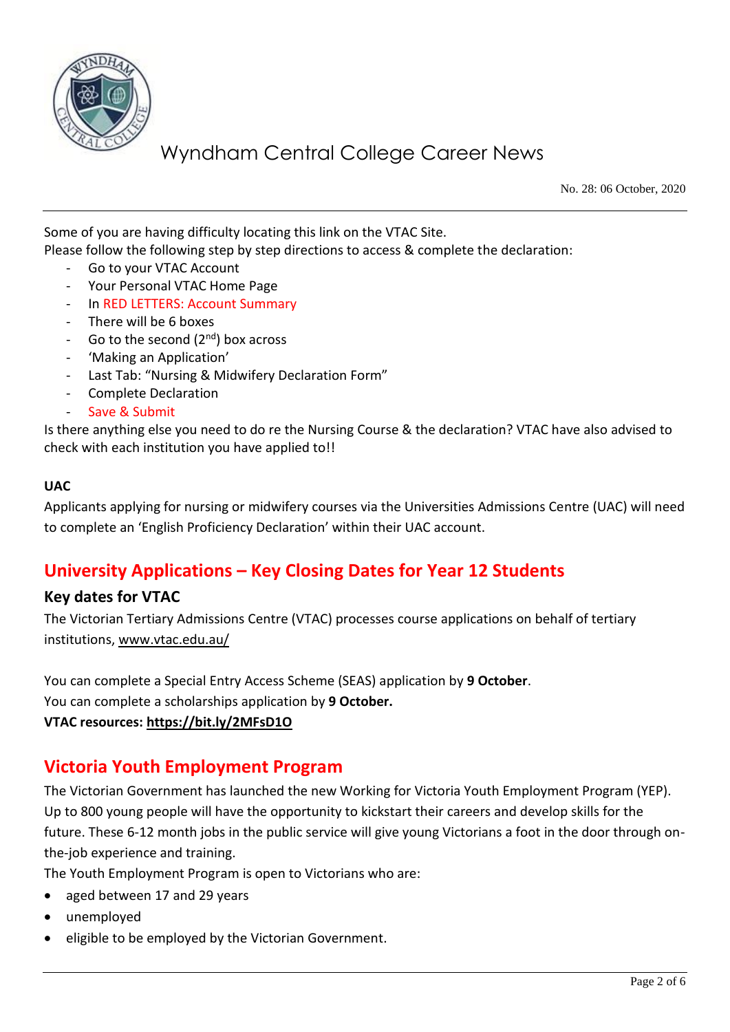Some of you are having difficulty locating this link on the VTAC Site.
Please follow the following step by step directions to access & complete the declaration:

- Go to your VTAC Account
- Your Personal VTAC Home Page
- In RED LETTERS: Account Summary
- There will be 6 boxes
- Go to the second (2nd) box across
- 'Making an Application'
- Last Tab: "Nursing & Midwifery Declaration Form"
- Complete Declaration
- Save & Submit

Is there anything else you need to do re the Nursing Course & the declaration? VTAC have also advised to check with each institution you have applied to!!

**UAC**

Applicants applying for nursing or midwifery courses via the Universities Admissions Centre (UAC) will need to complete an 'English Proficiency Declaration' within their UAC account.

## University Applications – Key Closing Dates for Year 12 Students

### Key dates for VTAC

The Victorian Tertiary Admissions Centre (VTAC) processes course applications on behalf of tertiary institutions, www.vtac.edu.au/

You can complete a Special Entry Access Scheme (SEAS) application by **9 October**.
You can complete a scholarships application by **9 October.**
**VTAC resources: https://bit.ly/2MFsD1O**

## Victoria Youth Employment Program

The Victorian Government has launched the new Working for Victoria Youth Employment Program (YEP). Up to 800 young people will have the opportunity to kickstart their careers and develop skills for the future. These 6-12 month jobs in the public service will give young Victorians a foot in the door through on-the-job experience and training.
The Youth Employment Program is open to Victorians who are:

- aged between 17 and 29 years
- unemployed
- eligible to be employed by the Victorian Government.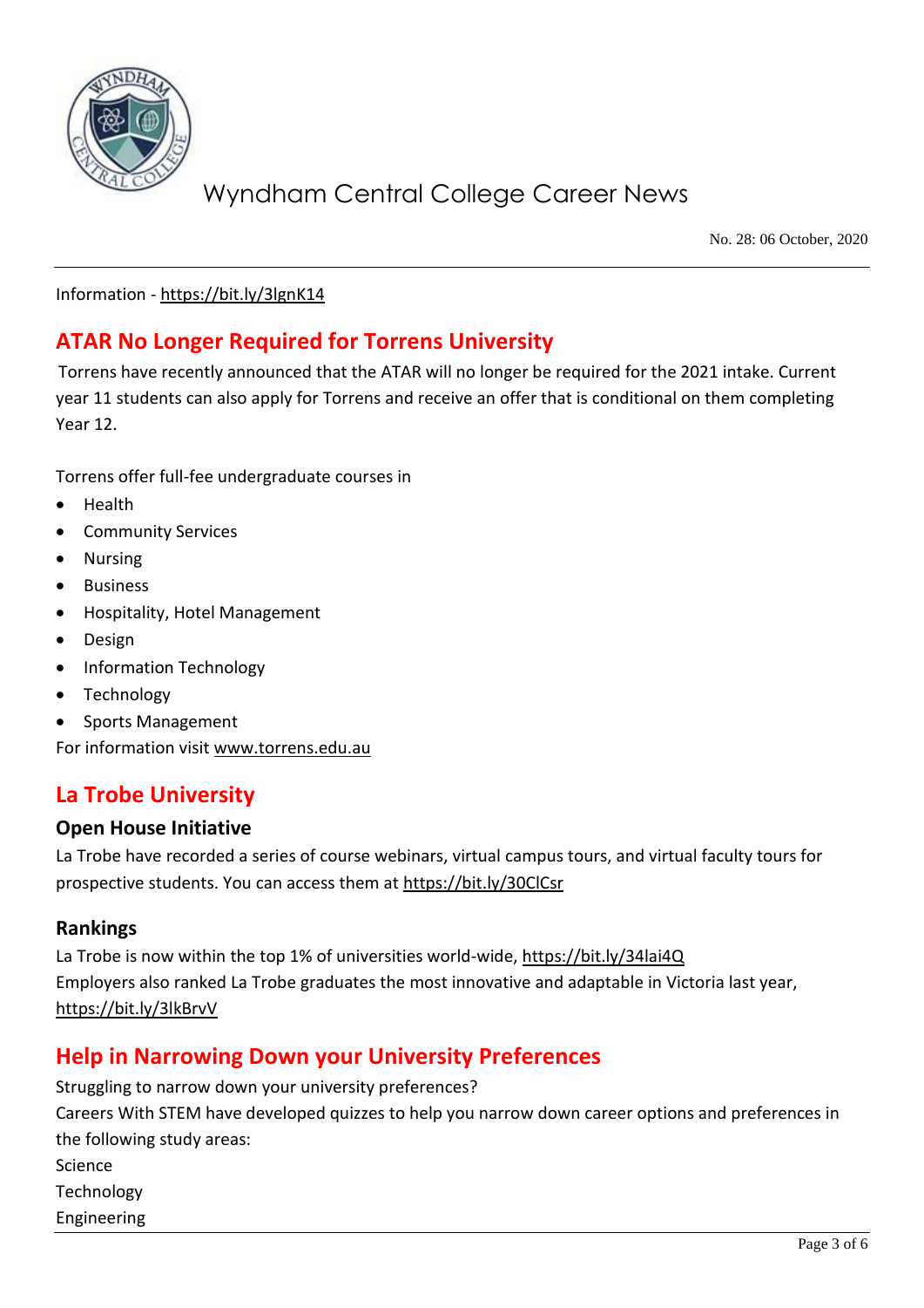Information - https://bit.ly/3lgnK14

## ATAR No Longer Required for Torrens University

Torrens have recently announced that the ATAR will no longer be required for the 2021 intake. Current year 11 students can also apply for Torrens and receive an offer that is conditional on them completing Year 12.

Torrens offer full-fee undergraduate courses in

- Health
- Community Services
- Nursing
- Business
- Hospitality, Hotel Management
- Design
- Information Technology
- Technology
- Sports Management

For information visit www.torrens.edu.au

## La Trobe University

### Open House Initiative

La Trobe have recorded a series of course webinars, virtual campus tours, and virtual faculty tours for prospective students. You can access them at https://bit.ly/30ClCsr

### Rankings

La Trobe is now within the top 1% of universities world-wide, https://bit.ly/34lai4Q
Employers also ranked La Trobe graduates the most innovative and adaptable in Victoria last year, https://bit.ly/3lkBrvV

## Help in Narrowing Down your University Preferences

Struggling to narrow down your university preferences?
Careers With STEM have developed quizzes to help you narrow down career options and preferences in the following study areas:
Science
Technology
Engineering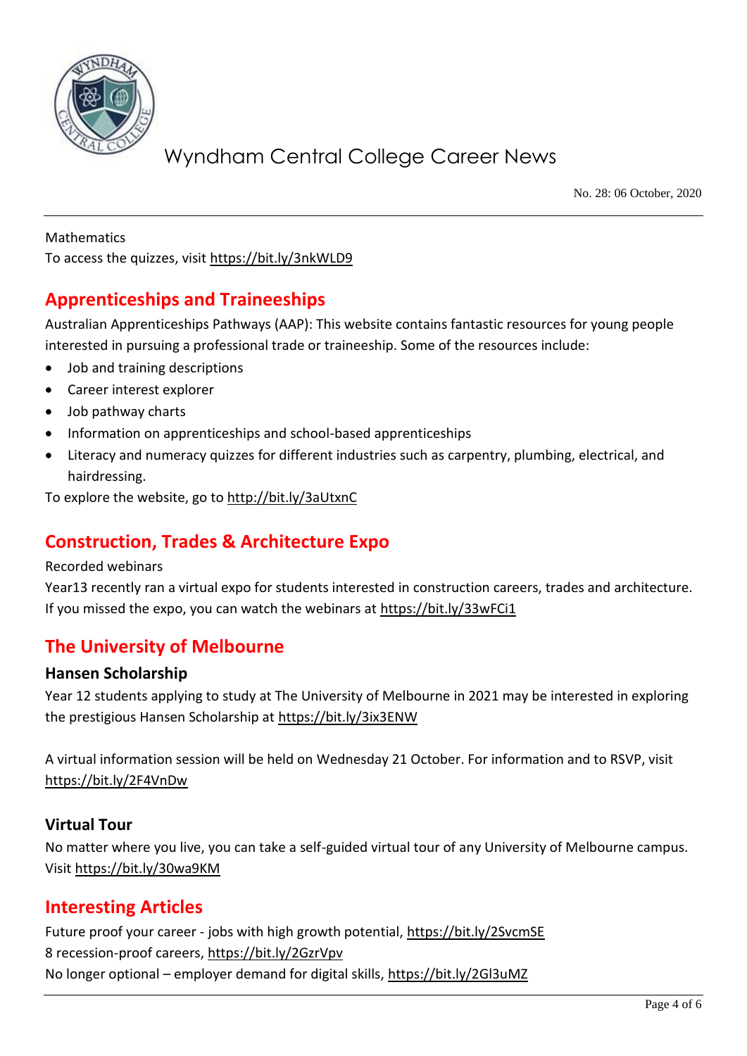Mathematics
To access the quizzes, visit https://bit.ly/3nkWLD9

## Apprenticeships and Traineeships

Australian Apprenticeships Pathways (AAP): This website contains fantastic resources for young people interested in pursuing a professional trade or traineeship. Some of the resources include:

- Job and training descriptions
- Career interest explorer
- Job pathway charts
- Information on apprenticeships and school-based apprenticeships
- Literacy and numeracy quizzes for different industries such as carpentry, plumbing, electrical, and hairdressing.

To explore the website, go to http://bit.ly/3aUtxnC

## Construction, Trades & Architecture Expo

Recorded webinars
Year13 recently ran a virtual expo for students interested in construction careers, trades and architecture. If you missed the expo, you can watch the webinars at https://bit.ly/33wFCi1

## The University of Melbourne

### Hansen Scholarship

Year 12 students applying to study at The University of Melbourne in 2021 may be interested in exploring the prestigious Hansen Scholarship at https://bit.ly/3ix3ENW

A virtual information session will be held on Wednesday 21 October. For information and to RSVP, visit https://bit.ly/2F4VnDw

### Virtual Tour

No matter where you live, you can take a self-guided virtual tour of any University of Melbourne campus. Visit https://bit.ly/30wa9KM

## Interesting Articles

Future proof your career - jobs with high growth potential, https://bit.ly/2SvcmSE
8 recession-proof careers, https://bit.ly/2GzrVpv
No longer optional – employer demand for digital skills, https://bit.ly/2Gl3uMZ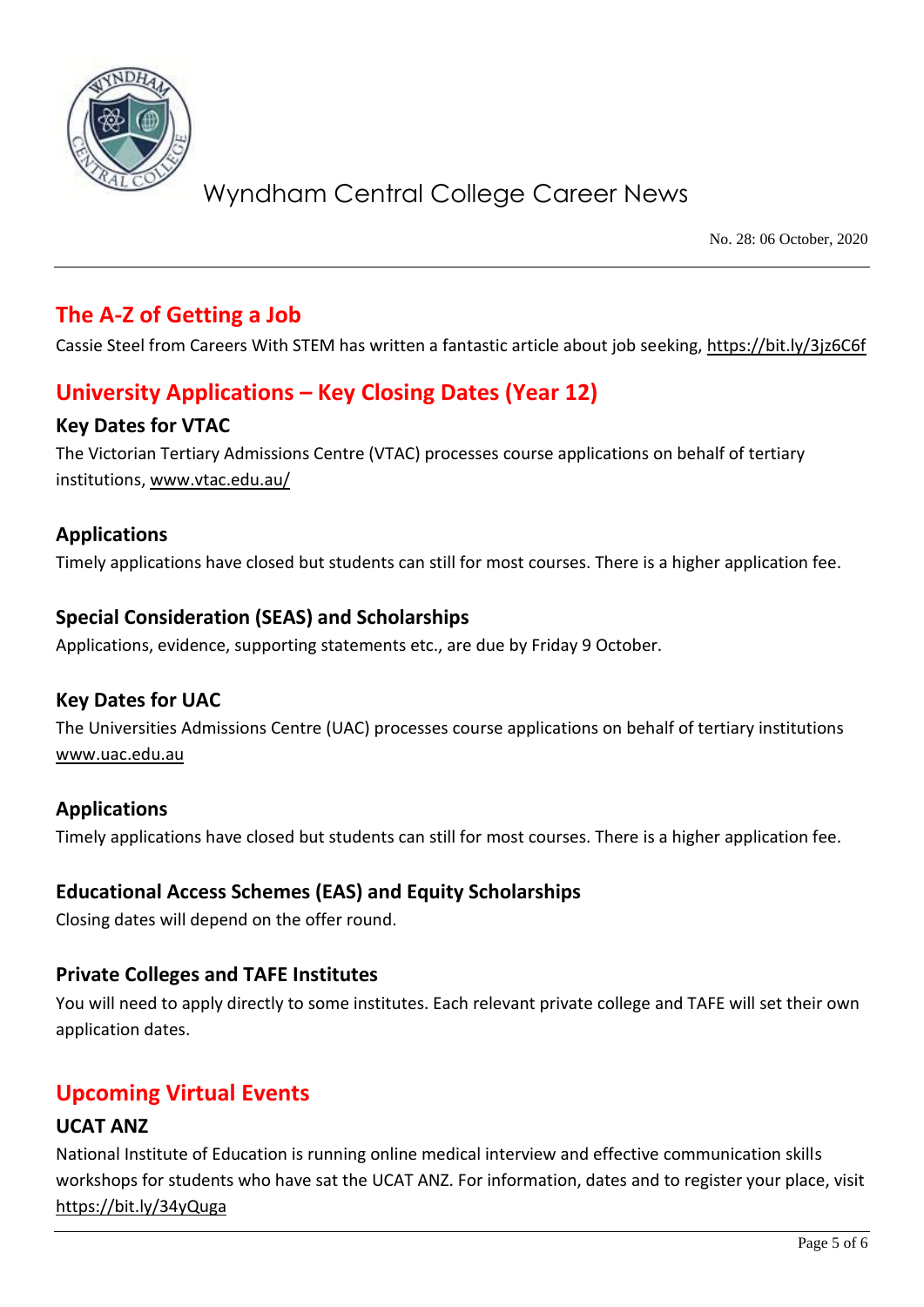## The A-Z of Getting a Job

Cassie Steel from Careers With STEM has written a fantastic article about job seeking, https://bit.ly/3jz6C6f

## University Applications – Key Closing Dates (Year 12)

### Key Dates for VTAC

The Victorian Tertiary Admissions Centre (VTAC) processes course applications on behalf of tertiary institutions, www.vtac.edu.au/

### Applications

Timely applications have closed but students can still for most courses. There is a higher application fee.

### Special Consideration (SEAS) and Scholarships

Applications, evidence, supporting statements etc., are due by Friday 9 October.

### Key Dates for UAC

The Universities Admissions Centre (UAC) processes course applications on behalf of tertiary institutions www.uac.edu.au

### Applications

Timely applications have closed but students can still for most courses. There is a higher application fee.

### Educational Access Schemes (EAS) and Equity Scholarships

Closing dates will depend on the offer round.

### Private Colleges and TAFE Institutes

You will need to apply directly to some institutes. Each relevant private college and TAFE will set their own application dates.

## Upcoming Virtual Events

### UCAT ANZ

National Institute of Education is running online medical interview and effective communication skills workshops for students who have sat the UCAT ANZ. For information, dates and to register your place, visit https://bit.ly/34yQuga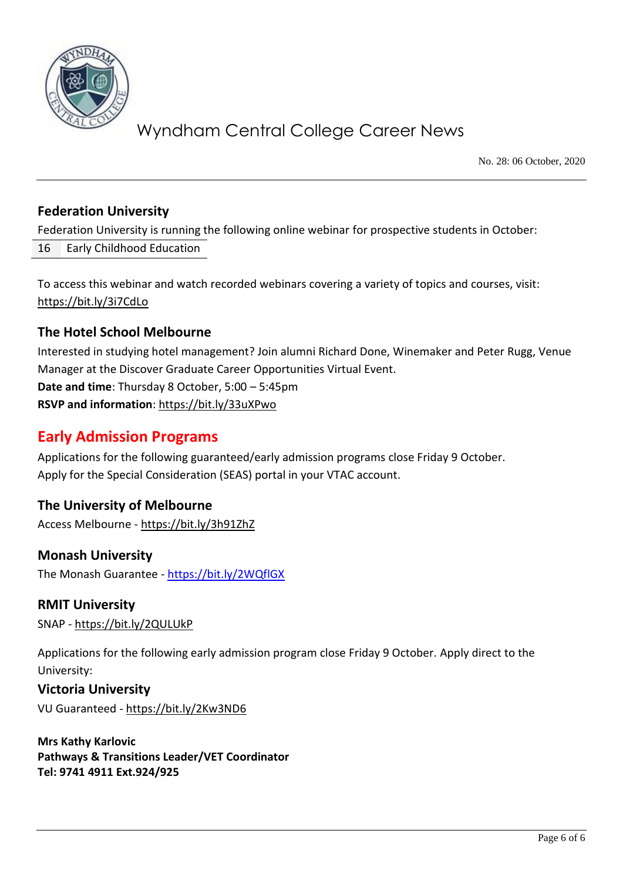## Federation University

Federation University is running the following online webinar for prospective students in October:

| | |
|---|---|
| 16 | Early Childhood Education |

To access this webinar and watch recorded webinars covering a variety of topics and courses, visit: https://bit.ly/3i7CdLo

## The Hotel School Melbourne

Interested in studying hotel management? Join alumni Richard Done, Winemaker and Peter Rugg, Venue Manager at the Discover Graduate Career Opportunities Virtual Event.

**Date and time**: Thursday 8 October, 5:00 – 5:45pm

**RSVP and information**: https://bit.ly/33uXPwo

# Early Admission Programs

Applications for the following guaranteed/early admission programs close Friday 9 October. Apply for the Special Consideration (SEAS) portal in your VTAC account.

## The University of Melbourne

Access Melbourne - https://bit.ly/3h91ZhZ

## Monash University

The Monash Guarantee - https://bit.ly/2WQflGX

## RMIT University

SNAP - https://bit.ly/2QULUkP

Applications for the following early admission program close Friday 9 October. Apply direct to the University:

## Victoria University

VU Guaranteed - https://bit.ly/2Kw3ND6

**Mrs Kathy Karlovic**
**Pathways & Transitions Leader/VET Coordinator**
**Tel: 9741 4911 Ext.924/925**